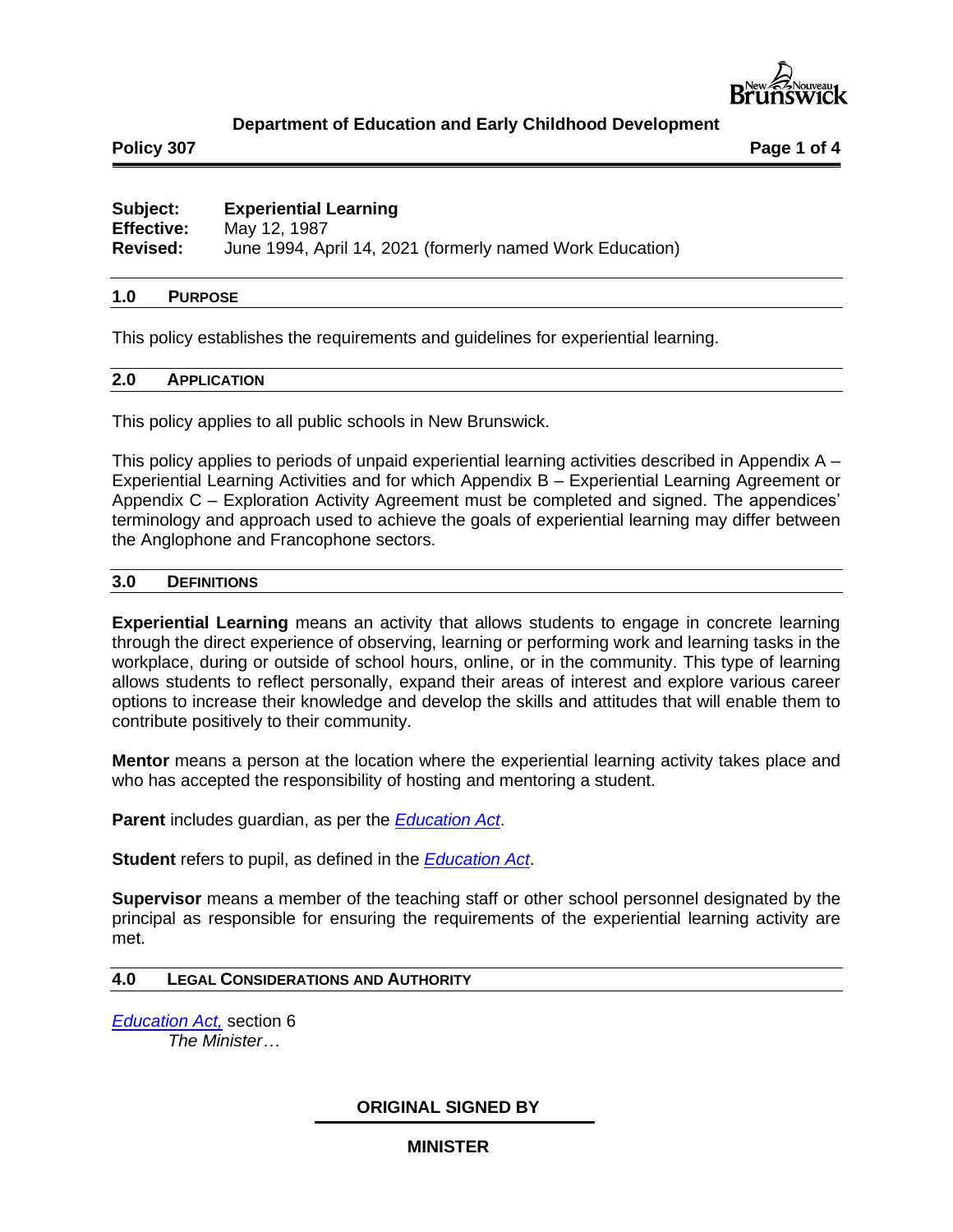**Department of Education and Early Childhood Development**

**Policy 307**

| | |
|---|---|
| **Subject:** | **Experiential Learning** |
| **Effective:** | May 12, 1987 |
| **Revised:** | June 1994, April 14, 2021 (formerly named Work Education) |

## 1.0 PURPOSE

This policy establishes the requirements and guidelines for experiential learning.

## 2.0 APPLICATION

This policy applies to all public schools in New Brunswick.

This policy applies to periods of unpaid experiential learning activities described in Appendix A – Experiential Learning Activities and for which Appendix B – Experiential Learning Agreement or Appendix C – Exploration Activity Agreement must be completed and signed. The appendices' terminology and approach used to achieve the goals of experiential learning may differ between the Anglophone and Francophone sectors.

## 3.0 DEFINITIONS

**Experiential Learning** means an activity that allows students to engage in concrete learning through the direct experience of observing, learning or performing work and learning tasks in the workplace, during or outside of school hours, online, or in the community. This type of learning allows students to reflect personally, expand their areas of interest and explore various career options to increase their knowledge and develop the skills and attitudes that will enable them to contribute positively to their community.

**Mentor** means a person at the location where the experiential learning activity takes place and who has accepted the responsibility of hosting and mentoring a student.

**Parent** includes guardian, as per the *Education Act*.

**Student** refers to pupil, as defined in the *Education Act*.

**Supervisor** means a member of the teaching staff or other school personnel designated by the principal as responsible for ensuring the requirements of the experiential learning activity are met.

## 4.0 LEGAL CONSIDERATIONS AND AUTHORITY

*Education Act,* section 6

*The Minister…*

**ORIGINAL SIGNED BY**

**MINISTER**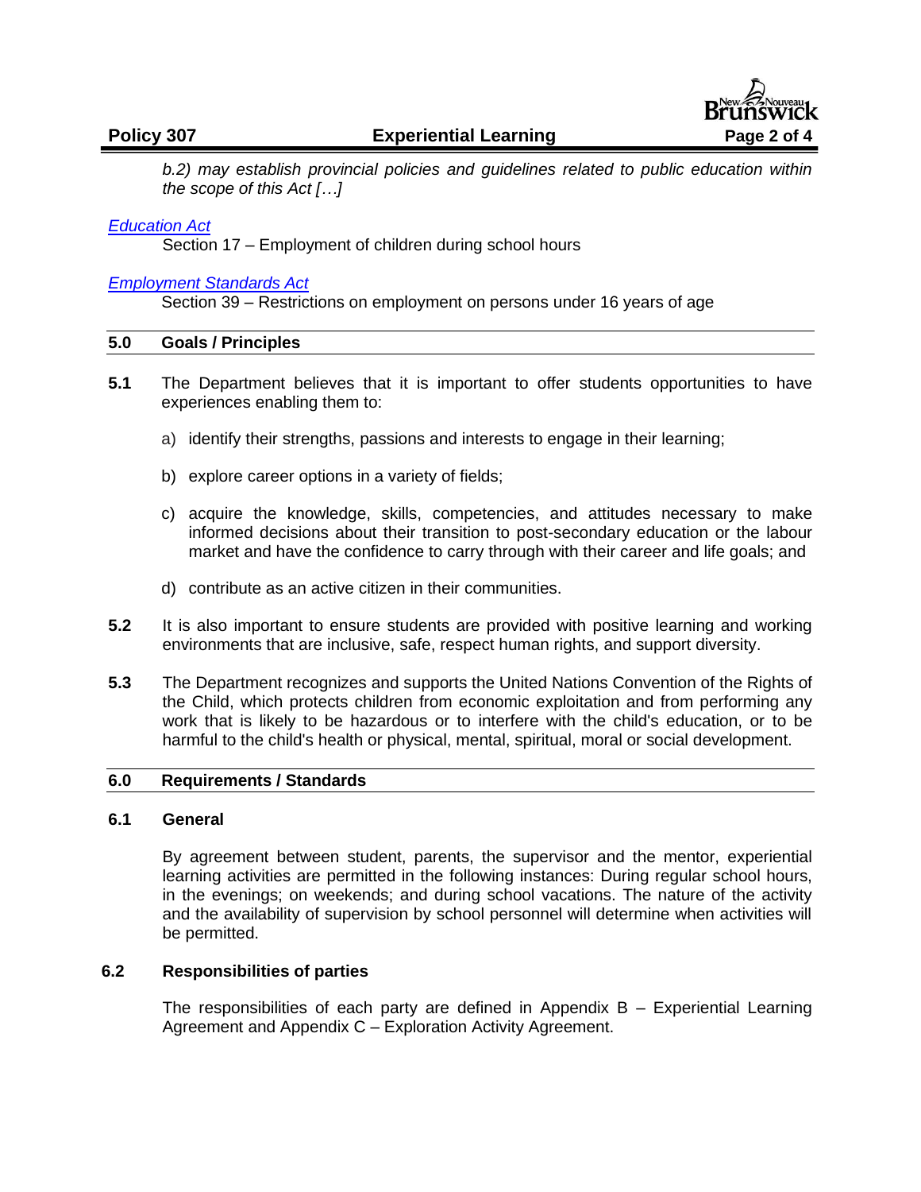*b.2) may establish provincial policies and guidelines related to public education within the scope of this Act […]*

*Education Act*
Section 17 – Employment of children during school hours

*Employment Standards Act*
Section 39 – Restrictions on employment on persons under 16 years of age

## 5.0 Goals / Principles

**5.1** The Department believes that it is important to offer students opportunities to have experiences enabling them to:

a) identify their strengths, passions and interests to engage in their learning;

b) explore career options in a variety of fields;

c) acquire the knowledge, skills, competencies, and attitudes necessary to make informed decisions about their transition to post-secondary education or the labour market and have the confidence to carry through with their career and life goals; and

d) contribute as an active citizen in their communities.

**5.2** It is also important to ensure students are provided with positive learning and working environments that are inclusive, safe, respect human rights, and support diversity.

**5.3** The Department recognizes and supports the United Nations Convention of the Rights of the Child, which protects children from economic exploitation and from performing any work that is likely to be hazardous or to interfere with the child's education, or to be harmful to the child's health or physical, mental, spiritual, moral or social development.

## 6.0 Requirements / Standards

### 6.1 General

By agreement between student, parents, the supervisor and the mentor, experiential learning activities are permitted in the following instances: During regular school hours, in the evenings; on weekends; and during school vacations. The nature of the activity and the availability of supervision by school personnel will determine when activities will be permitted.

### 6.2 Responsibilities of parties

The responsibilities of each party are defined in Appendix B – Experiential Learning Agreement and Appendix C – Exploration Activity Agreement.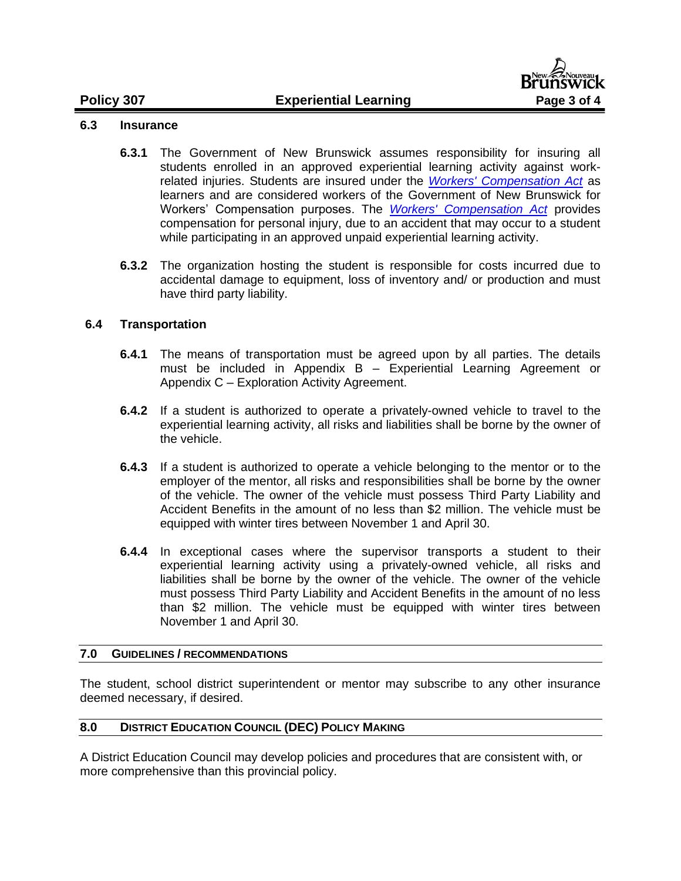### 6.3 Insurance

**6.3.1** The Government of New Brunswick assumes responsibility for insuring all students enrolled in an approved experiential learning activity against work-related injuries. Students are insured under the *Workers' Compensation Act* as learners and are considered workers of the Government of New Brunswick for Workers' Compensation purposes. The *Workers' Compensation Act* provides compensation for personal injury, due to an accident that may occur to a student while participating in an approved unpaid experiential learning activity.

**6.3.2** The organization hosting the student is responsible for costs incurred due to accidental damage to equipment, loss of inventory and/ or production and must have third party liability.

### 6.4 Transportation

**6.4.1** The means of transportation must be agreed upon by all parties. The details must be included in Appendix B – Experiential Learning Agreement or Appendix C – Exploration Activity Agreement.

**6.4.2** If a student is authorized to operate a privately-owned vehicle to travel to the experiential learning activity, all risks and liabilities shall be borne by the owner of the vehicle.

**6.4.3** If a student is authorized to operate a vehicle belonging to the mentor or to the employer of the mentor, all risks and responsibilities shall be borne by the owner of the vehicle. The owner of the vehicle must possess Third Party Liability and Accident Benefits in the amount of no less than $2 million. The vehicle must be equipped with winter tires between November 1 and April 30.

**6.4.4** In exceptional cases where the supervisor transports a student to their experiential learning activity using a privately-owned vehicle, all risks and liabilities shall be borne by the owner of the vehicle. The owner of the vehicle must possess Third Party Liability and Accident Benefits in the amount of no less than $2 million. The vehicle must be equipped with winter tires between November 1 and April 30.

## 7.0 GUIDELINES / RECOMMENDATIONS

The student, school district superintendent or mentor may subscribe to any other insurance deemed necessary, if desired.

## 8.0 DISTRICT EDUCATION COUNCIL (DEC) POLICY MAKING

A District Education Council may develop policies and procedures that are consistent with, or more comprehensive than this provincial policy.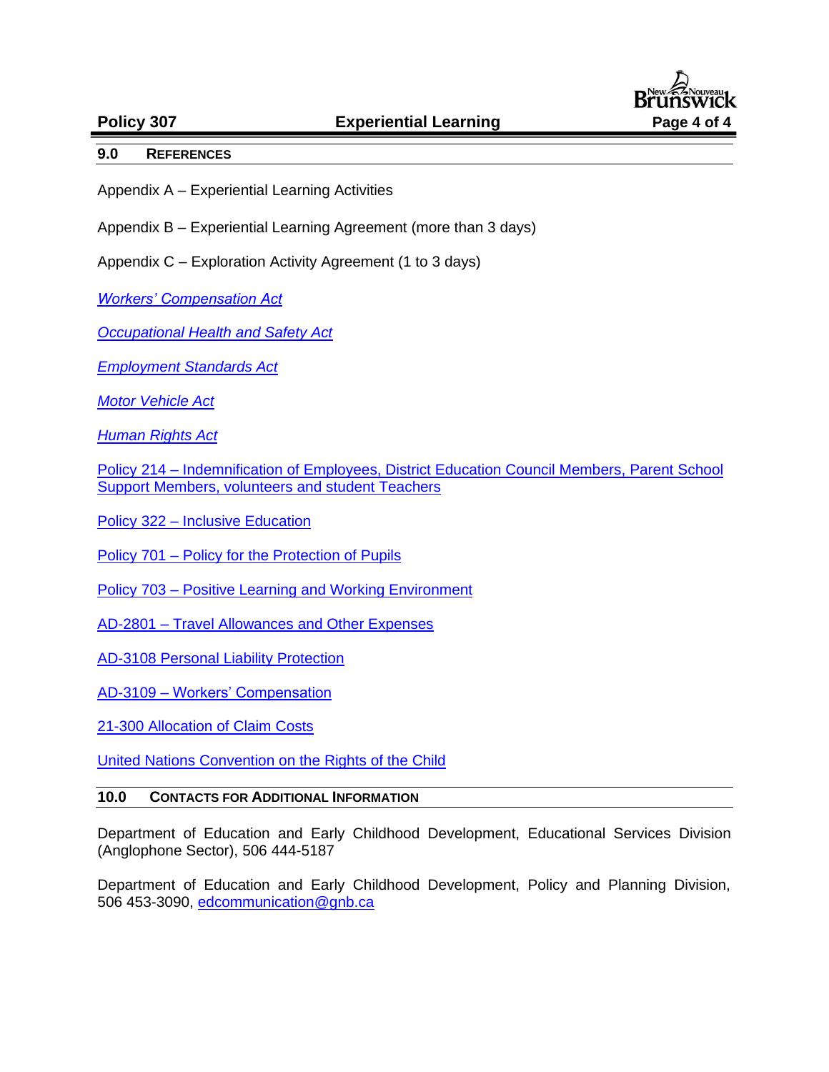## 9.0 REFERENCES

Appendix A – Experiential Learning Activities

Appendix B – Experiential Learning Agreement (more than 3 days)

Appendix C – Exploration Activity Agreement (1 to 3 days)

*Workers' Compensation Act*

*Occupational Health and Safety Act*

*Employment Standards Act*

*Motor Vehicle Act*

*Human Rights Act*

Policy 214 – Indemnification of Employees, District Education Council Members, Parent School Support Members, volunteers and student Teachers

Policy 322 – Inclusive Education

Policy 701 – Policy for the Protection of Pupils

Policy 703 – Positive Learning and Working Environment

AD-2801 – Travel Allowances and Other Expenses

AD-3108 Personal Liability Protection

AD-3109 – Workers' Compensation

21-300 Allocation of Claim Costs

United Nations Convention on the Rights of the Child

## 10.0 CONTACTS FOR ADDITIONAL INFORMATION

Department of Education and Early Childhood Development, Educational Services Division (Anglophone Sector), 506 444-5187

Department of Education and Early Childhood Development, Policy and Planning Division, 506 453-3090, edcommunication@gnb.ca